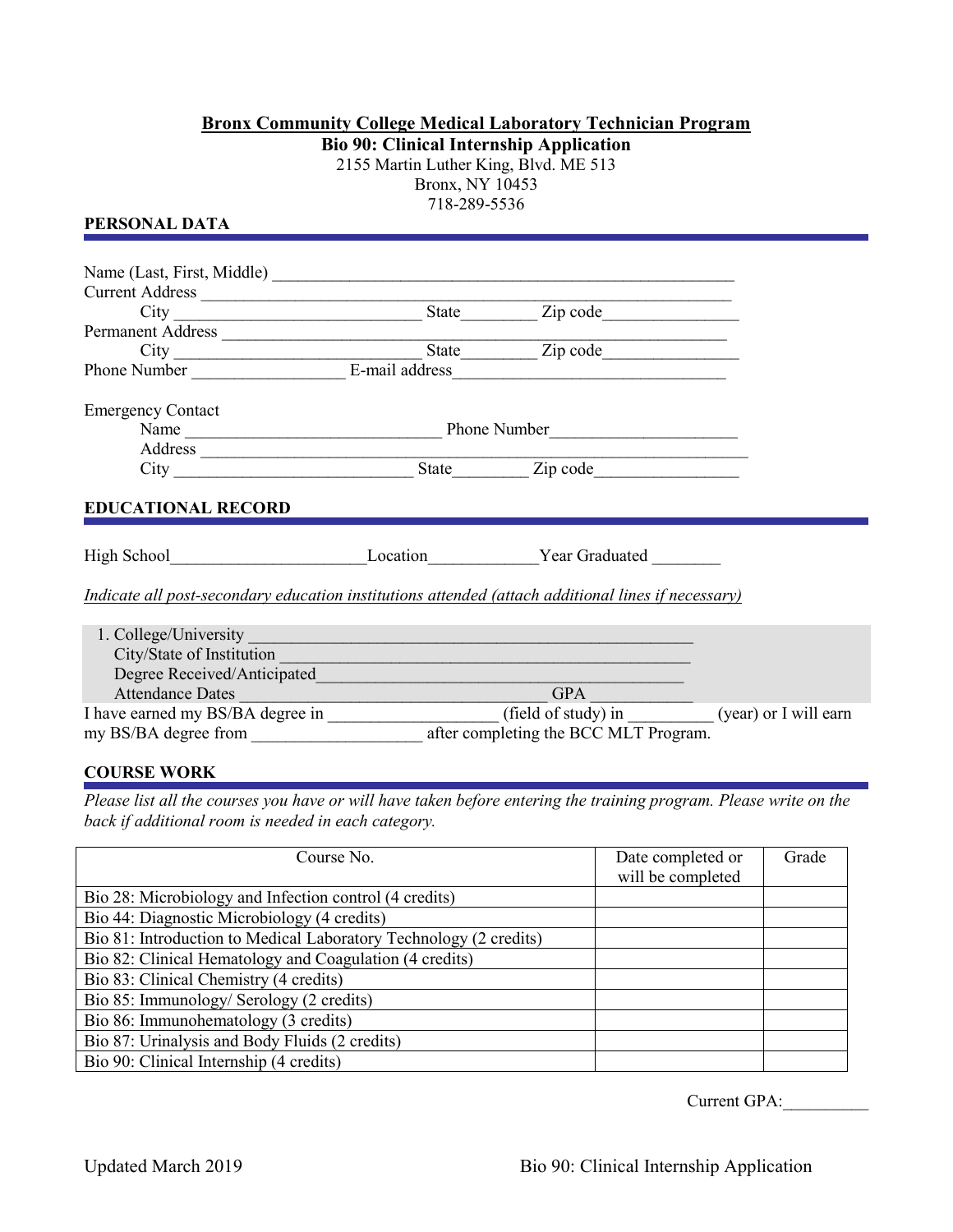# **Bronx Community College Medical Laboratory Technician Program**

## **Bio 90: Clinical Internship Application**

2155 Martin Luther King, Blvd. ME 513
Bronx, NY 10453
718-289-5536

### **PERSONAL DATA**

Name (Last, First, Middle) ___________________________________________________

Current Address _____________________________________________________________

City ___________________________ State________ Zip code_______________

Permanent Address ___________________________________________________________

City ___________________________ State________ Zip code_______________

Phone Number _________________ E-mail address______________________________

Emergency Contact

Name ____________________________ Phone Number_____________________

Address ______________________________________________________________

City ___________________________ State________ Zip code________________

### **EDUCATIONAL RECORD**

High School______________________Location____________Year Graduated ________

*Indicate all post-secondary education institutions attended (attach additional lines if necessary)*

1. College/University ___________________________________________________

   City/State of Institution _______________________________________________

   Degree Received/Anticipated___________________________________________

   Attendance Dates ___________________________________ GPA ___________

I have earned my BS/BA degree in ___________________ (field of study) in _________ (year) or I will earn my BS/BA degree from ___________________ after completing the BCC MLT Program.

### **COURSE WORK**

*Please list all the courses you have or will have taken before entering the training program. Please write on the back if additional room is needed in each category.*

| Course No. | Date completed or will be completed | Grade |
|---|---|---|
| Bio 28: Microbiology and Infection control (4 credits) | | |
| Bio 44: Diagnostic Microbiology (4 credits) | | |
| Bio 81: Introduction to Medical Laboratory Technology (2 credits) | | |
| Bio 82: Clinical Hematology and Coagulation (4 credits) | | |
| Bio 83: Clinical Chemistry (4 credits) | | |
| Bio 85: Immunology/ Serology (2 credits) | | |
| Bio 86: Immunohematology (3 credits) | | |
| Bio 87: Urinalysis and Body Fluids (2 credits) | | |
| Bio 90: Clinical Internship (4 credits) | | |

Current GPA:__________

Updated March 2019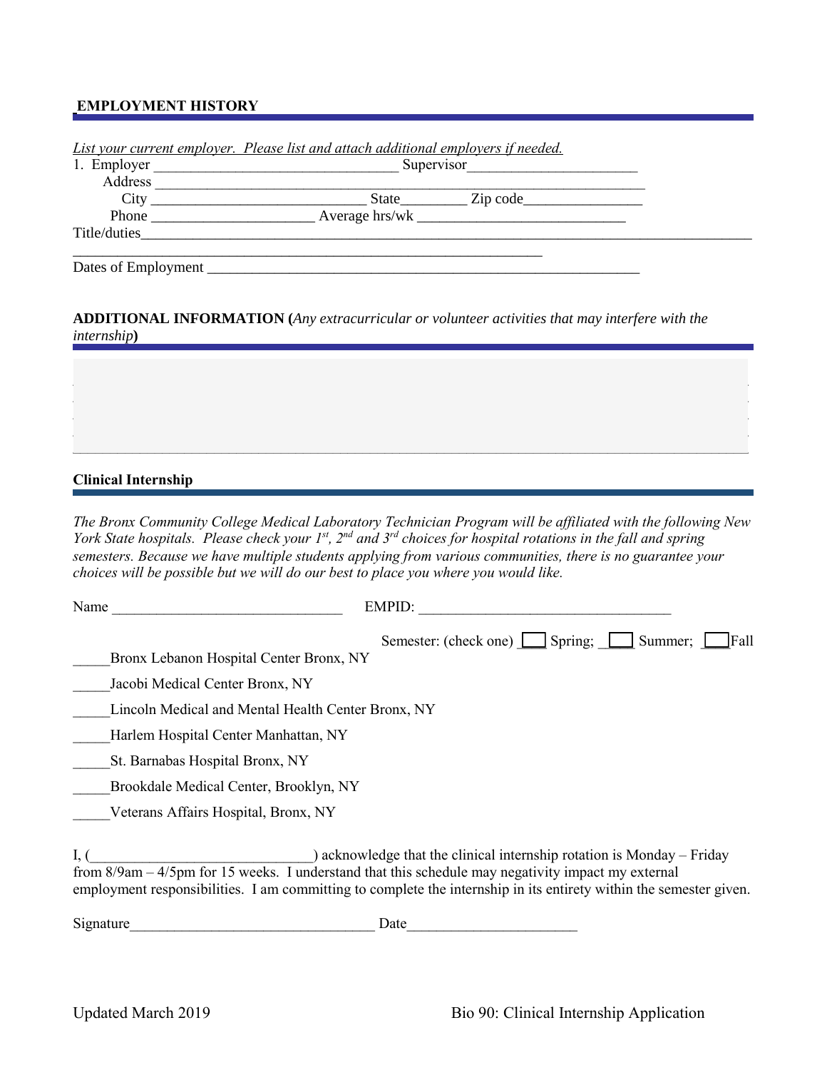## EMPLOYMENT HISTORY

*List your current employer. Please list and attach additional employers if needed.*

1. Employer ________________________________ Supervisor______________________

   Address ______________________________________________________________

   City ____________________________ State________ Zip code_______________

   Phone _____________________ Average hrs/wk ___________________________

Title/duties_________________________________________________________________________

_____________________________________________________________

Dates of Employment ________________________________________________________

## ADDITIONAL INFORMATION (*Any extracurricular or volunteer activities that may interfere with the internship*)

_____________________________________________________________________________________

## Clinical Internship

*The Bronx Community College Medical Laboratory Technician Program will be affiliated with the following New York State hospitals. Please check your 1st, 2nd and 3rd choices for hospital rotations in the fall and spring semesters. Because we have multiple students applying from various communities, there is no guarantee your choices will be possible but we will do our best to place you where you would like.*

Name ______________________________ EMPID: _________________________________

Semester: (check one) ☐ Spring; ☐ Summer; ☐ Fall

_____Bronx Lebanon Hospital Center Bronx, NY

_____Jacobi Medical Center Bronx, NY

_____Lincoln Medical and Mental Health Center Bronx, NY

_____Harlem Hospital Center Manhattan, NY

_____St. Barnabas Hospital Bronx, NY

_____Brookdale Medical Center, Brooklyn, NY

_____Veterans Affairs Hospital, Bronx, NY

I, (____________________________) acknowledge that the clinical internship rotation is Monday – Friday from 8/9am – 4/5pm for 15 weeks. I understand that this schedule may negativity impact my external employment responsibilities. I am committing to complete the internship in its entirety within the semester given.

Signature________________________________ Date______________________

Updated March 2019 Bio 90: Clinical Internship Application